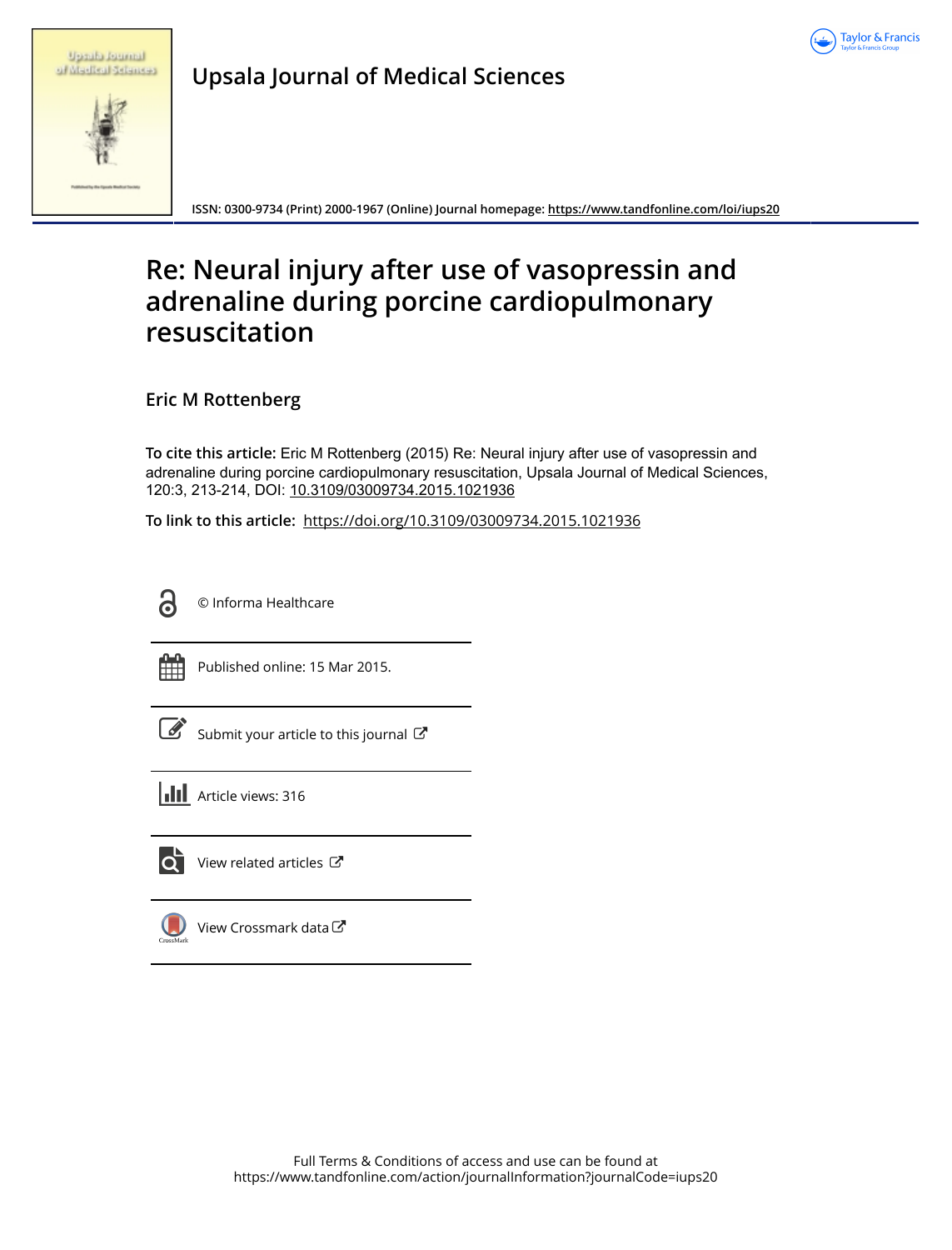# Upsala Journal of Medical Sciences

ISSN: 0300-9734 (Print) 2000-1967 (Online) Journal homepage: https://www.tandfonline.com/loi/iups20

# Re: Neural injury after use of vasopressin and adrenaline during porcine cardiopulmonary resuscitation

**Eric M Rottenberg**

**To cite this article:** Eric M Rottenberg (2015) Re: Neural injury after use of vasopressin and adrenaline during porcine cardiopulmonary resuscitation, Upsala Journal of Medical Sciences, 120:3, 213-214, DOI: 10.3109/03009734.2015.1021936

**To link to this article:** https://doi.org/10.3109/03009734.2015.1021936

© Informa Healthcare

Published online: 15 Mar 2015.

Submit your article to this journal

Article views: 316

View related articles

View Crossmark data

Full Terms & Conditions of access and use can be found at https://www.tandfonline.com/action/journalInformation?journalCode=iups20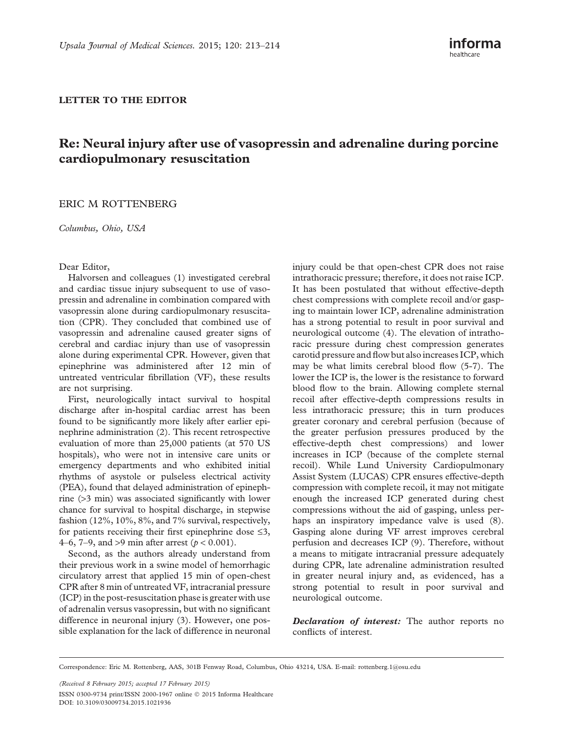LETTER TO THE EDITOR

# Re: Neural injury after use of vasopressin and adrenaline during porcine cardiopulmonary resuscitation

ERIC M ROTTENBERG

*Columbus, Ohio, USA*

Dear Editor,

Halvorsen and colleagues (1) investigated cerebral and cardiac tissue injury subsequent to use of vasopressin and adrenaline in combination compared with vasopressin alone during cardiopulmonary resuscitation (CPR). They concluded that combined use of vasopressin and adrenaline caused greater signs of cerebral and cardiac injury than use of vasopressin alone during experimental CPR. However, given that epinephrine was administered after 12 min of untreated ventricular fibrillation (VF), these results are not surprising.

First, neurologically intact survival to hospital discharge after in-hospital cardiac arrest has been found to be significantly more likely after earlier epinephrine administration (2). This recent retrospective evaluation of more than 25,000 patients (at 570 US hospitals), who were not in intensive care units or emergency departments and who exhibited initial rhythms of asystole or pulseless electrical activity (PEA), found that delayed administration of epinephrine (>3 min) was associated significantly with lower chance for survival to hospital discharge, in stepwise fashion (12%, 10%, 8%, and 7% survival, respectively, for patients receiving their first epinephrine dose ≤3, 4–6, 7–9, and >9 min after arrest ($p < 0.001$).

Second, as the authors already understand from their previous work in a swine model of hemorrhagic circulatory arrest that applied 15 min of open-chest CPR after 8 min of untreated VF, intracranial pressure (ICP) in the post-resuscitation phase is greater with use of adrenalin versus vasopressin, but with no significant difference in neuronal injury (3). However, one possible explanation for the lack of difference in neuronal injury could be that open-chest CPR does not raise intrathoracic pressure; therefore, it does not raise ICP. It has been postulated that without effective-depth chest compressions with complete recoil and/or gasping to maintain lower ICP, adrenaline administration has a strong potential to result in poor survival and neurological outcome (4). The elevation of intrathoracic pressure during chest compression generates carotid pressure and flow but also increases ICP, which may be what limits cerebral blood flow (5-7). The lower the ICP is, the lower is the resistance to forward blood flow to the brain. Allowing complete sternal recoil after effective-depth compressions results in less intrathoracic pressure; this in turn produces greater coronary and cerebral perfusion (because of the greater perfusion pressures produced by the effective-depth chest compressions) and lower increases in ICP (because of the complete sternal recoil). While Lund University Cardiopulmonary Assist System (LUCAS) CPR ensures effective-depth compression with complete recoil, it may not mitigate enough the increased ICP generated during chest compressions without the aid of gasping, unless perhaps an inspiratory impedance valve is used (8). Gasping alone during VF arrest improves cerebral perfusion and decreases ICP (9). Therefore, without a means to mitigate intracranial pressure adequately during CPR, late adrenaline administration resulted in greater neural injury and, as evidenced, has a strong potential to result in poor survival and neurological outcome.

***Declaration of interest:*** The author reports no conflicts of interest.

Correspondence: Eric M. Rottenberg, AAS, 301B Fenway Road, Columbus, Ohio 43214, USA. E-mail: rottenberg.1@osu.edu

*(Received 8 February 2015; accepted 17 February 2015)*

ISSN 0300-9734 print/ISSN 2000-1967 online © 2015 Informa Healthcare
DOI: 10.3109/03009734.2015.1021936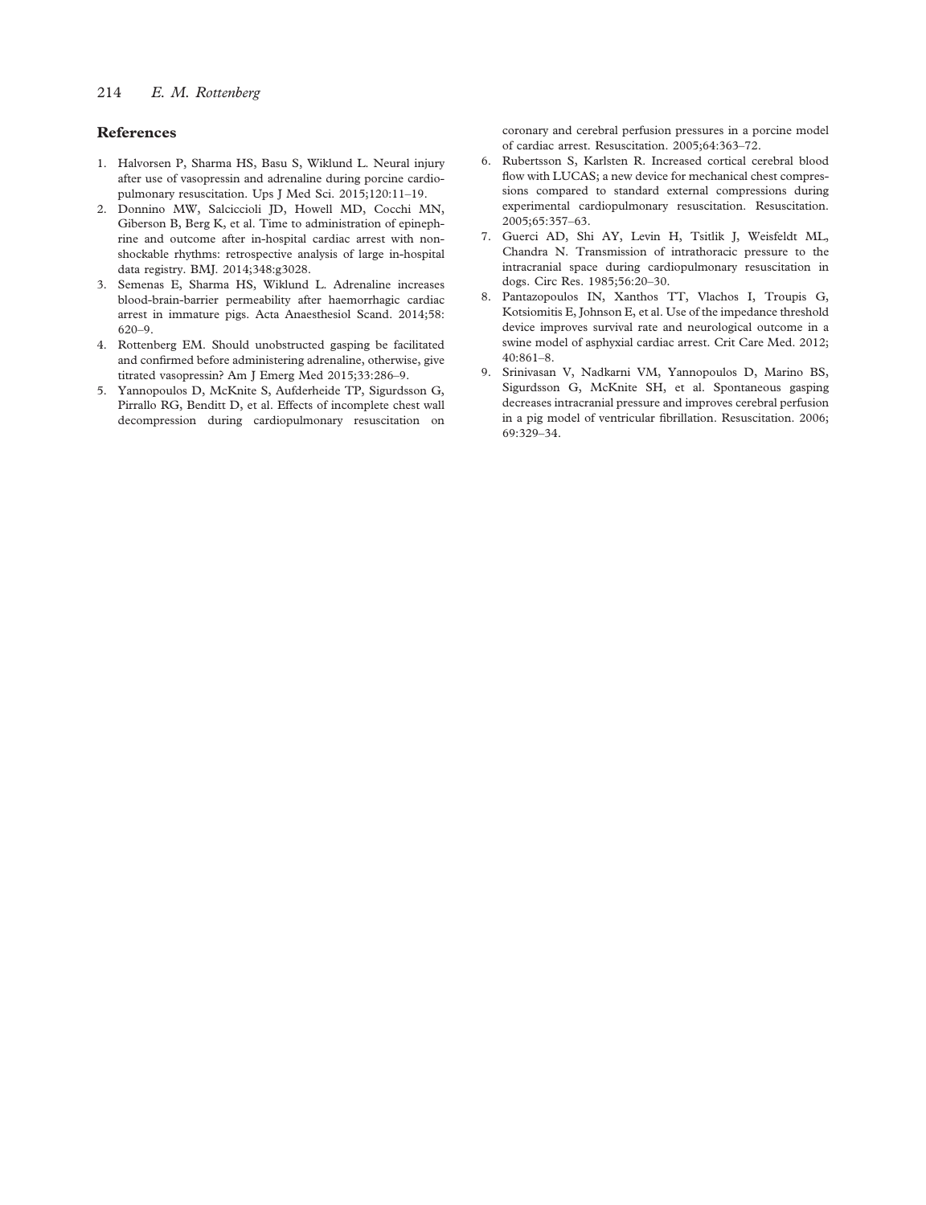## References

1. Halvorsen P, Sharma HS, Basu S, Wiklund L. Neural injury after use of vasopressin and adrenaline during porcine cardiopulmonary resuscitation. Ups J Med Sci. 2015;120:11–19.
2. Donnino MW, Salciccioli JD, Howell MD, Cocchi MN, Giberson B, Berg K, et al. Time to administration of epinephrine and outcome after in-hospital cardiac arrest with non-shockable rhythms: retrospective analysis of large in-hospital data registry. BMJ. 2014;348:g3028.
3. Semenas E, Sharma HS, Wiklund L. Adrenaline increases blood-brain-barrier permeability after haemorrhagic cardiac arrest in immature pigs. Acta Anaesthesiol Scand. 2014;58:620–9.
4. Rottenberg EM. Should unobstructed gasping be facilitated and confirmed before administering adrenaline, otherwise, give titrated vasopressin? Am J Emerg Med 2015;33:286–9.
5. Yannopoulos D, McKnite S, Aufderheide TP, Sigurdsson G, Pirrallo RG, Benditt D, et al. Effects of incomplete chest wall decompression during cardiopulmonary resuscitation on coronary and cerebral perfusion pressures in a porcine model of cardiac arrest. Resuscitation. 2005;64:363–72.
6. Rubertsson S, Karlsten R. Increased cortical cerebral blood flow with LUCAS; a new device for mechanical chest compressions compared to standard external compressions during experimental cardiopulmonary resuscitation. Resuscitation. 2005;65:357–63.
7. Guerci AD, Shi AY, Levin H, Tsitlik J, Weisfeldt ML, Chandra N. Transmission of intrathoracic pressure to the intracranial space during cardiopulmonary resuscitation in dogs. Circ Res. 1985;56:20–30.
8. Pantazopoulos IN, Xanthos TT, Vlachos I, Troupis G, Kotsiomitis E, Johnson E, et al. Use of the impedance threshold device improves survival rate and neurological outcome in a swine model of asphyxial cardiac arrest. Crit Care Med. 2012; 40:861–8.
9. Srinivasan V, Nadkarni VM, Yannopoulos D, Marino BS, Sigurdsson G, McKnite SH, et al. Spontaneous gasping decreases intracranial pressure and improves cerebral perfusion in a pig model of ventricular fibrillation. Resuscitation. 2006; 69:329–34.